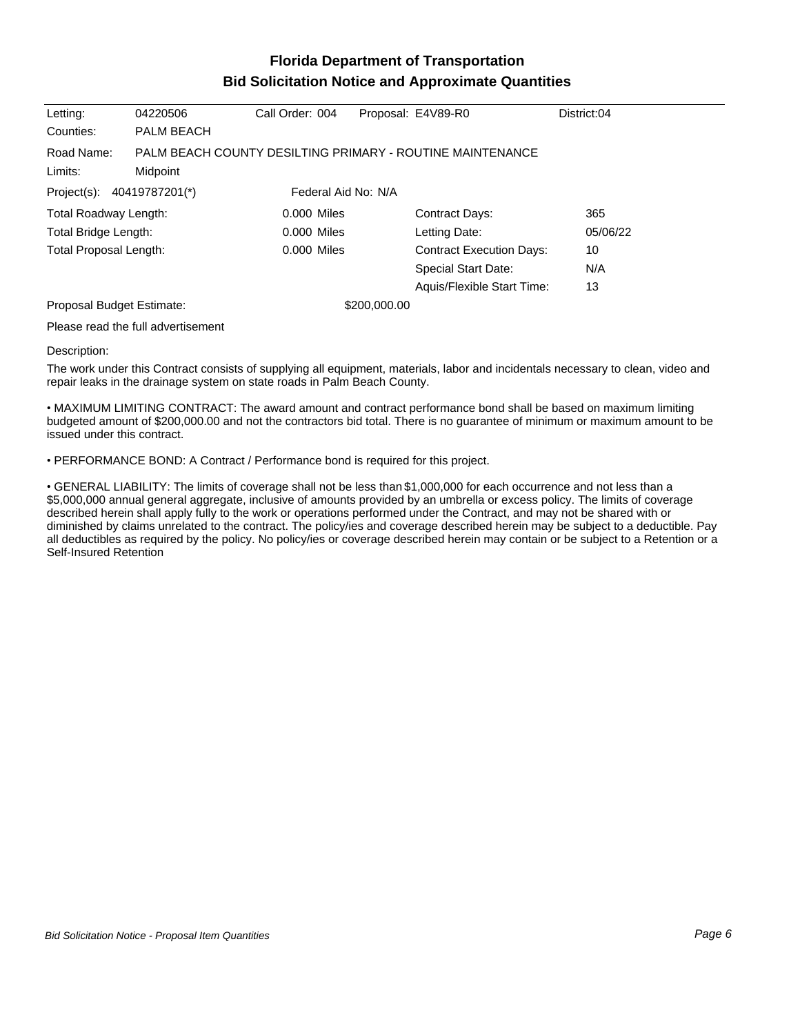# Florida Department of Transportation
## Bid Solicitation Notice and Approximate Quantities

| Letting: | 04220506 | Call Order: 004 | Proposal: E4V89-R0 | District:04 |
|---|---|---|---|---|
| Counties: | PALM BEACH | | | |

Road Name: PALM BEACH COUNTY DESILTING PRIMARY - ROUTINE MAINTENANCE

Limits: Midpoint

Project(s): 40419787201(*) Federal Aid No: N/A

| | | | |
|---|---|---|---|
| Total Roadway Length: | 0.000 Miles | Contract Days: | 365 |
| Total Bridge Length: | 0.000 Miles | Letting Date: | 05/06/22 |
| Total Proposal Length: | 0.000 Miles | Contract Execution Days: | 10 |
| | | Special Start Date: | N/A |
| | | Aquis/Flexible Start Time: | 13 |

Proposal Budget Estimate: $200,000.00

Please read the full advertisement

Description:

The work under this Contract consists of supplying all equipment, materials, labor and incidentals necessary to clean, video and repair leaks in the drainage system on state roads in Palm Beach County.

• MAXIMUM LIMITING CONTRACT: The award amount and contract performance bond shall be based on maximum limiting budgeted amount of $200,000.00 and not the contractors bid total. There is no guarantee of minimum or maximum amount to be issued under this contract.

• PERFORMANCE BOND: A Contract / Performance bond is required for this project.

• GENERAL LIABILITY: The limits of coverage shall not be less than $1,000,000 for each occurrence and not less than a $5,000,000 annual general aggregate, inclusive of amounts provided by an umbrella or excess policy. The limits of coverage described herein shall apply fully to the work or operations performed under the Contract, and may not be shared with or diminished by claims unrelated to the contract. The policy/ies and coverage described herein may be subject to a deductible. Pay all deductibles as required by the policy. No policy/ies or coverage described herein may contain or be subject to a Retention or a Self-Insured Retention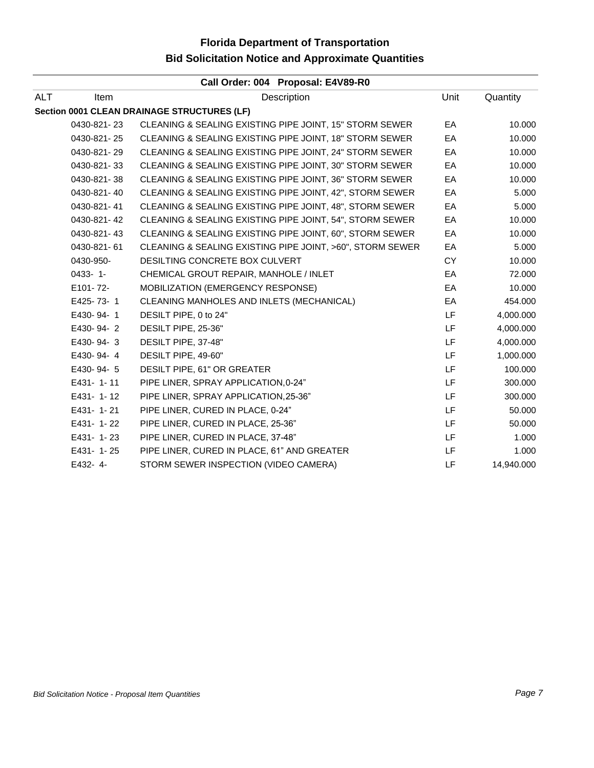**Florida Department of Transportation**

**Bid Solicitation Notice and Approximate Quantities**

**Call Order: 004 Proposal: E4V89-R0**

| ALT | Item | Description | Unit | Quantity |
|---|---|---|---|---|
| **Section 0001 CLEAN DRAINAGE STRUCTURES (LF)** | | | | |
| | 0430-821- 23 | CLEANING & SEALING EXISTING PIPE JOINT, 15" STORM SEWER | EA | 10.000 |
| | 0430-821- 25 | CLEANING & SEALING EXISTING PIPE JOINT, 18" STORM SEWER | EA | 10.000 |
| | 0430-821- 29 | CLEANING & SEALING EXISTING PIPE JOINT, 24" STORM SEWER | EA | 10.000 |
| | 0430-821- 33 | CLEANING & SEALING EXISTING PIPE JOINT, 30" STORM SEWER | EA | 10.000 |
| | 0430-821- 38 | CLEANING & SEALING EXISTING PIPE JOINT, 36" STORM SEWER | EA | 10.000 |
| | 0430-821- 40 | CLEANING & SEALING EXISTING PIPE JOINT, 42", STORM SEWER | EA | 5.000 |
| | 0430-821- 41 | CLEANING & SEALING EXISTING PIPE JOINT, 48", STORM SEWER | EA | 5.000 |
| | 0430-821- 42 | CLEANING & SEALING EXISTING PIPE JOINT, 54", STORM SEWER | EA | 10.000 |
| | 0430-821- 43 | CLEANING & SEALING EXISTING PIPE JOINT, 60", STORM SEWER | EA | 10.000 |
| | 0430-821- 61 | CLEANING & SEALING EXISTING PIPE JOINT, >60", STORM SEWER | EA | 5.000 |
| | 0430-950- | DESILTING CONCRETE BOX CULVERT | CY | 10.000 |
| | 0433- 1- | CHEMICAL GROUT REPAIR, MANHOLE / INLET | EA | 72.000 |
| | E101- 72- | MOBILIZATION (EMERGENCY RESPONSE) | EA | 10.000 |
| | E425- 73- 1 | CLEANING MANHOLES AND INLETS (MECHANICAL) | EA | 454.000 |
| | E430- 94- 1 | DESILT PIPE, 0 to 24" | LF | 4,000.000 |
| | E430- 94- 2 | DESILT PIPE, 25-36" | LF | 4,000.000 |
| | E430- 94- 3 | DESILT PIPE, 37-48" | LF | 4,000.000 |
| | E430- 94- 4 | DESILT PIPE, 49-60" | LF | 1,000.000 |
| | E430- 94- 5 | DESILT PIPE, 61" OR GREATER | LF | 100.000 |
| | E431- 1- 11 | PIPE LINER, SPRAY APPLICATION,0-24” | LF | 300.000 |
| | E431- 1- 12 | PIPE LINER, SPRAY APPLICATION,25-36” | LF | 300.000 |
| | E431- 1- 21 | PIPE LINER, CURED IN PLACE, 0-24” | LF | 50.000 |
| | E431- 1- 22 | PIPE LINER, CURED IN PLACE, 25-36” | LF | 50.000 |
| | E431- 1- 23 | PIPE LINER, CURED IN PLACE, 37-48” | LF | 1.000 |
| | E431- 1- 25 | PIPE LINER, CURED IN PLACE, 61” AND GREATER | LF | 1.000 |
| | E432- 4- | STORM SEWER INSPECTION (VIDEO CAMERA) | LF | 14,940.000 |